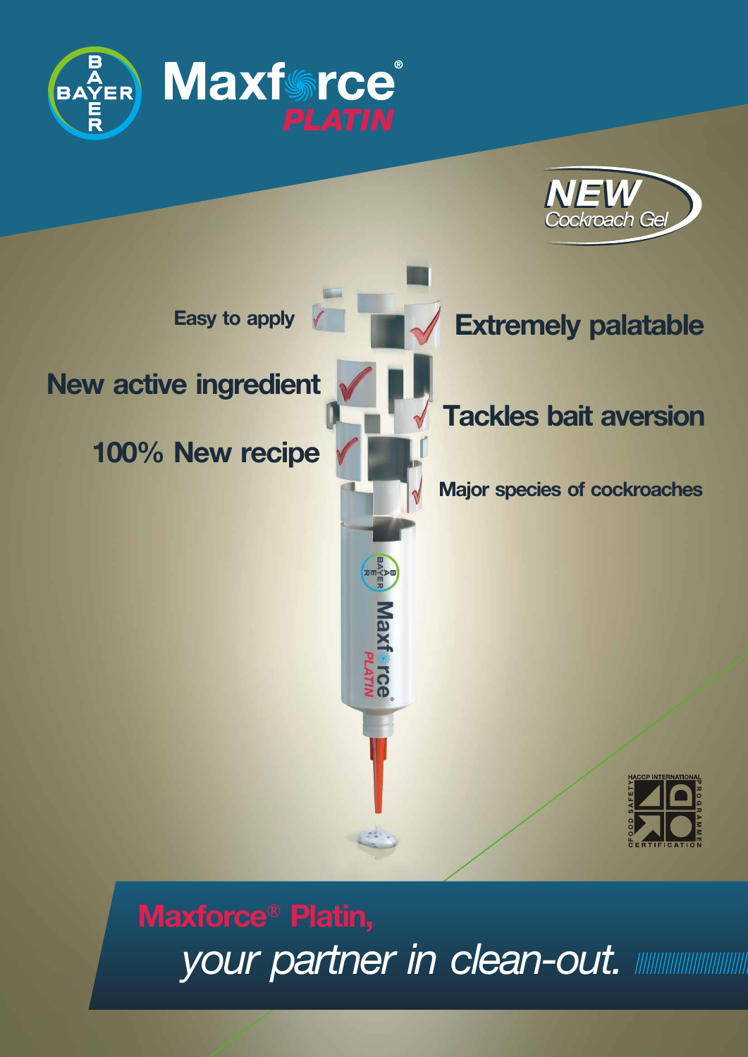# Maxforce® PLATIN

**NEW**
*Cockroach Gel*

- Easy to apply
- Extremely palatable
- New active ingredient
- Tackles bait aversion
- 100% New recipe
- Major species of cockroaches

HACCP INTERNATIONAL FOOD SAFETY PROGRAMME CERTIFICATION

**Maxforce® Platin,**
*your partner in clean-out.*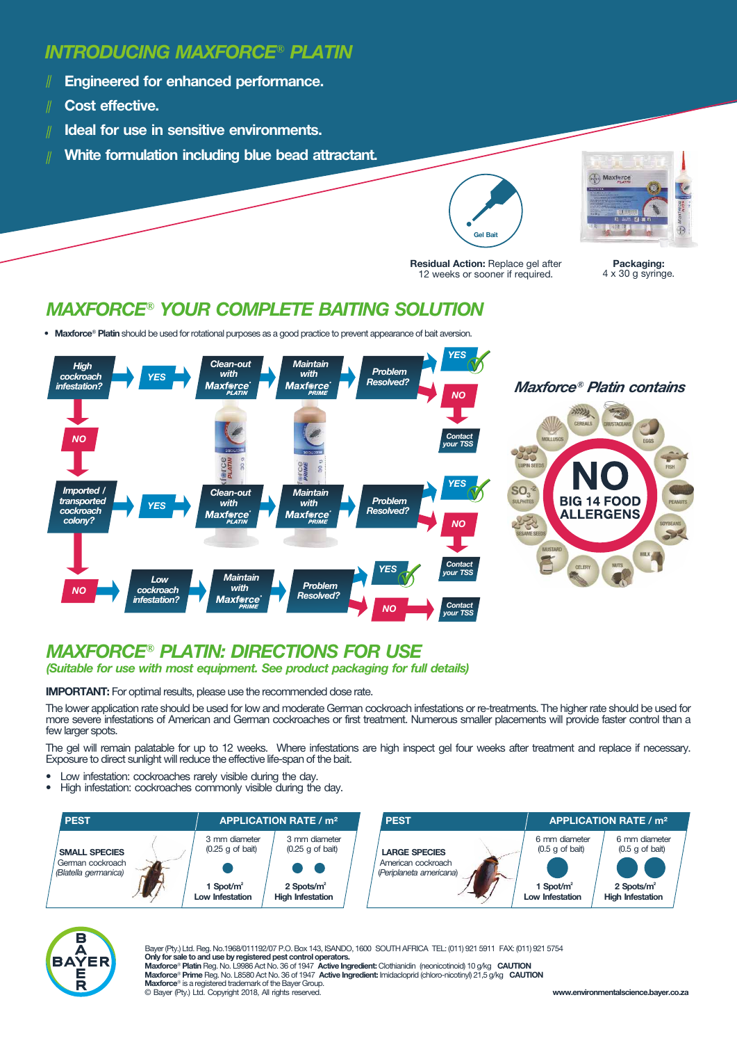## INTRODUCING MAXFORCE® PLATIN

- **Engineered for enhanced performance.**
- **Cost effective.**
- **Ideal for use in sensitive environments.**
- **White formulation including blue bead attractant.**

Gel Bait

**Residual Action:** Replace gel after 12 weeks or sooner if required.

**Packaging:** 4 x 30 g syringe.

## MAXFORCE® YOUR COMPLETE BAITING SOLUTION

- **Maxforce® Platin** should be used for rotational purposes as a good practice to prevent appearance of bait aversion.

High cockroach infestation? → YES → Clean-out with Maxforce® PLATIN → Maintain with Maxforce® PRIME → Problem Resolved? → YES / NO → Contact your TSS

High cockroach infestation? → NO → Imported / transported cockroach colony? → YES → Clean-out with Maxforce® PLATIN → Maintain with Maxforce® PRIME → Problem Resolved? → YES / NO → Contact your TSS

Imported / transported cockroach colony? → NO → Low cockroach infestation? → Maintain with Maxforce® PRIME → Problem Resolved? → YES / NO → Contact your TSS

*Maxforce® Platin contains*

**NO BIG 14 FOOD ALLERGENS**

CEREALS, CRUSTACEANS, EGGS, FISH, PEANUTS, SOYBEANS, MILK, NUTS, CELERY, MUSTARD, SESAME SEEDS, $SO_3^{-2}$ SULPHITES, LUPIN SEEDS, MOLLUSCS

## MAXFORCE® PLATIN: DIRECTIONS FOR USE

*(Suitable for use with most equipment. See product packaging for full details)*

**IMPORTANT:** For optimal results, please use the recommended dose rate.

The lower application rate should be used for low and moderate German cockroach infestations or re-treatments. The higher rate should be used for more severe infestations of American and German cockroaches or first treatment. Numerous smaller placements will provide faster control than a few larger spots.

The gel will remain palatable for up to 12 weeks. Where infestations are high inspect gel four weeks after treatment and replace if necessary. Exposure to direct sunlight will reduce the effective life-span of the bait.

- Low infestation: cockroaches rarely visible during the day.
- High infestation: cockroaches commonly visible during the day.

| PEST | APPLICATION RATE / m² | |
|---|---|---|
| **SMALL SPECIES** German cockroach *(Blatella germanica)* | 3 mm diameter (0.25 g of bait) — 1 Spot/m² **Low Infestation** | 3 mm diameter (0.25 g of bait) — 2 Spots/m² **High Infestation** |

| PEST | APPLICATION RATE / m² | |
|---|---|---|
| **LARGE SPECIES** American cockroach *(Periplaneta americana)* | 6 mm diameter (0.5 g of bait) — 1 Spot/m² **Low Infestation** | 6 mm diameter (0.5 g of bait) — 2 Spots/m² **High Infestation** |

BAYER

Bayer (Pty.) Ltd. Reg. No.1968/011192/07 P.O. Box 143, ISANDO, 1600 SOUTH AFRICA TEL: (011) 921 5911 FAX: (011) 921 5754
**Only for sale to and use by registered pest control operators.**
**Maxforce® Platin** Reg. No. L9986 Act No. 36 of 1947 **Active Ingredient:** Clothianidin (neonicotinoid) 10 g/kg **CAUTION**
**Maxforce® Prime** Reg. No. L8580 Act No. 36 of 1947 **Active Ingredient:** Imidacloprid (chloro-nicotinyl) 21,5 g/kg **CAUTION**
**Maxforce®** is a registered trademark of the Bayer Group.
© Bayer (Pty.) Ltd. Copyright 2018, All rights reserved.

**www.environmentalscience.bayer.co.za**